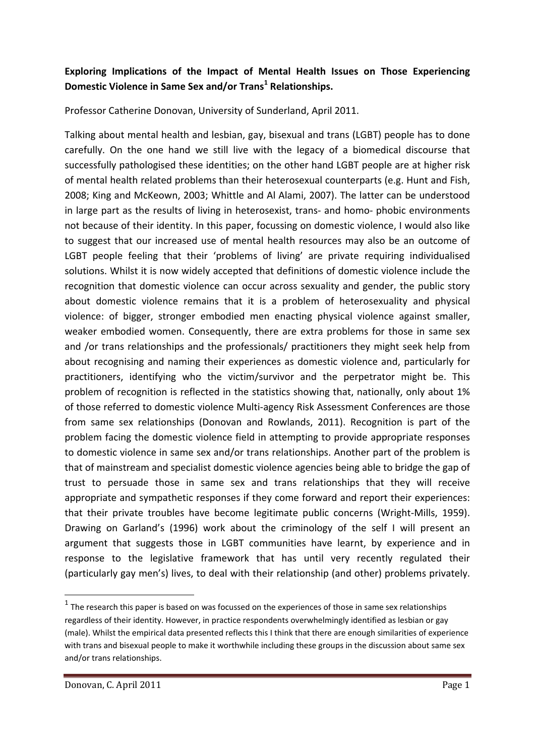**Exploring Implications of the Impact of Mental Health Issues on Those Experiencing Domestic Violence in Same Sex and/or Trans[1] Relationships.**

Professor Catherine Donovan, University of Sunderland, April 2011.

Talking about mental health and lesbian, gay, bisexual and trans (LGBT) people has to done carefully. On the one hand we still live with the legacy of a biomedical discourse that successfully pathologised these identities; on the other hand LGBT people are at higher risk of mental health related problems than their heterosexual counterparts (e.g. Hunt and Fish, 2008; King and McKeown, 2003; Whittle and Al Alami, 2007). The latter can be understood in large part as the results of living in heterosexist, trans- and homo- phobic environments not because of their identity. In this paper, focussing on domestic violence, I would also like to suggest that our increased use of mental health resources may also be an outcome of LGBT people feeling that their 'problems of living' are private requiring individualised solutions. Whilst it is now widely accepted that definitions of domestic violence include the recognition that domestic violence can occur across sexuality and gender, the public story about domestic violence remains that it is a problem of heterosexuality and physical violence: of bigger, stronger embodied men enacting physical violence against smaller, weaker embodied women. Consequently, there are extra problems for those in same sex and /or trans relationships and the professionals/ practitioners they might seek help from about recognising and naming their experiences as domestic violence and, particularly for practitioners, identifying who the victim/survivor and the perpetrator might be. This problem of recognition is reflected in the statistics showing that, nationally, only about 1% of those referred to domestic violence Multi-agency Risk Assessment Conferences are those from same sex relationships (Donovan and Rowlands, 2011). Recognition is part of the problem facing the domestic violence field in attempting to provide appropriate responses to domestic violence in same sex and/or trans relationships. Another part of the problem is that of mainstream and specialist domestic violence agencies being able to bridge the gap of trust to persuade those in same sex and trans relationships that they will receive appropriate and sympathetic responses if they come forward and report their experiences: that their private troubles have become legitimate public concerns (Wright-Mills, 1959). Drawing on Garland's (1996) work about the criminology of the self I will present an argument that suggests those in LGBT communities have learnt, by experience and in response to the legislative framework that has until very recently regulated their (particularly gay men's) lives, to deal with their relationship (and other) problems privately.

[1] The research this paper is based on was focussed on the experiences of those in same sex relationships regardless of their identity. However, in practice respondents overwhelmingly identified as lesbian or gay (male). Whilst the empirical data presented reflects this I think that there are enough similarities of experience with trans and bisexual people to make it worthwhile including these groups in the discussion about same sex and/or trans relationships.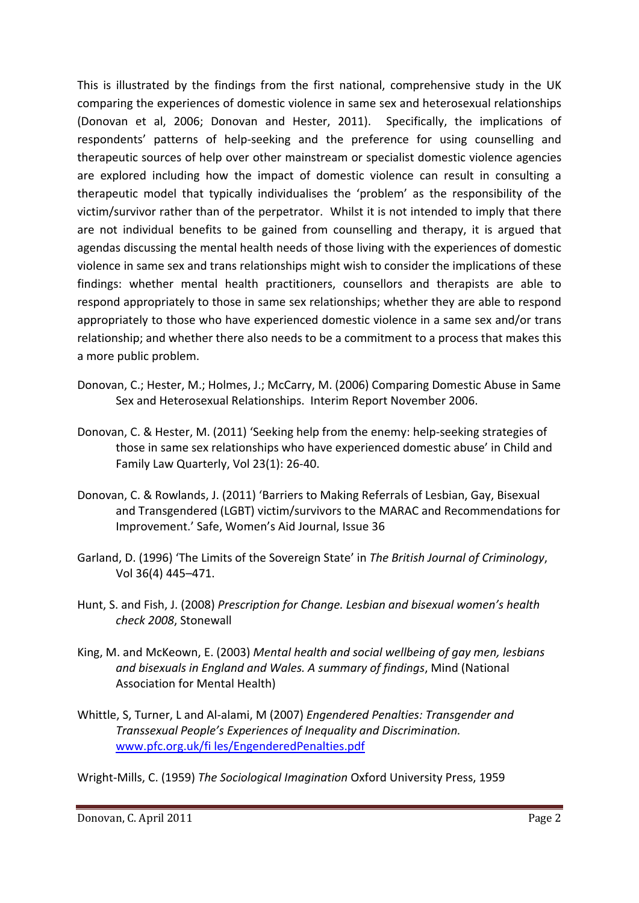This is illustrated by the findings from the first national, comprehensive study in the UK comparing the experiences of domestic violence in same sex and heterosexual relationships (Donovan et al, 2006; Donovan and Hester, 2011). Specifically, the implications of respondents' patterns of help-seeking and the preference for using counselling and therapeutic sources of help over other mainstream or specialist domestic violence agencies are explored including how the impact of domestic violence can result in consulting a therapeutic model that typically individualises the 'problem' as the responsibility of the victim/survivor rather than of the perpetrator. Whilst it is not intended to imply that there are not individual benefits to be gained from counselling and therapy, it is argued that agendas discussing the mental health needs of those living with the experiences of domestic violence in same sex and trans relationships might wish to consider the implications of these findings: whether mental health practitioners, counsellors and therapists are able to respond appropriately to those in same sex relationships; whether they are able to respond appropriately to those who have experienced domestic violence in a same sex and/or trans relationship; and whether there also needs to be a commitment to a process that makes this a more public problem.

Donovan, C.; Hester, M.; Holmes, J.; McCarry, M. (2006) Comparing Domestic Abuse in Same Sex and Heterosexual Relationships. Interim Report November 2006.

Donovan, C. & Hester, M. (2011) 'Seeking help from the enemy: help-seeking strategies of those in same sex relationships who have experienced domestic abuse' in Child and Family Law Quarterly, Vol 23(1): 26-40.

Donovan, C. & Rowlands, J. (2011) 'Barriers to Making Referrals of Lesbian, Gay, Bisexual and Transgendered (LGBT) victim/survivors to the MARAC and Recommendations for Improvement.' Safe, Women's Aid Journal, Issue 36

Garland, D. (1996) 'The Limits of the Sovereign State' in *The British Journal of Criminology*, Vol 36(4) 445–471.

Hunt, S. and Fish, J. (2008) *Prescription for Change. Lesbian and bisexual women's health check 2008*, Stonewall

King, M. and McKeown, E. (2003) *Mental health and social wellbeing of gay men, lesbians and bisexuals in England and Wales. A summary of findings*, Mind (National Association for Mental Health)

Whittle, S, Turner, L and Al-alami, M (2007) *Engendered Penalties: Transgender and Transsexual People's Experiences of Inequality and Discrimination.* www.pfc.org.uk/fi les/EngenderedPenalties.pdf

Wright-Mills, C. (1959) *The Sociological Imagination* Oxford University Press, 1959